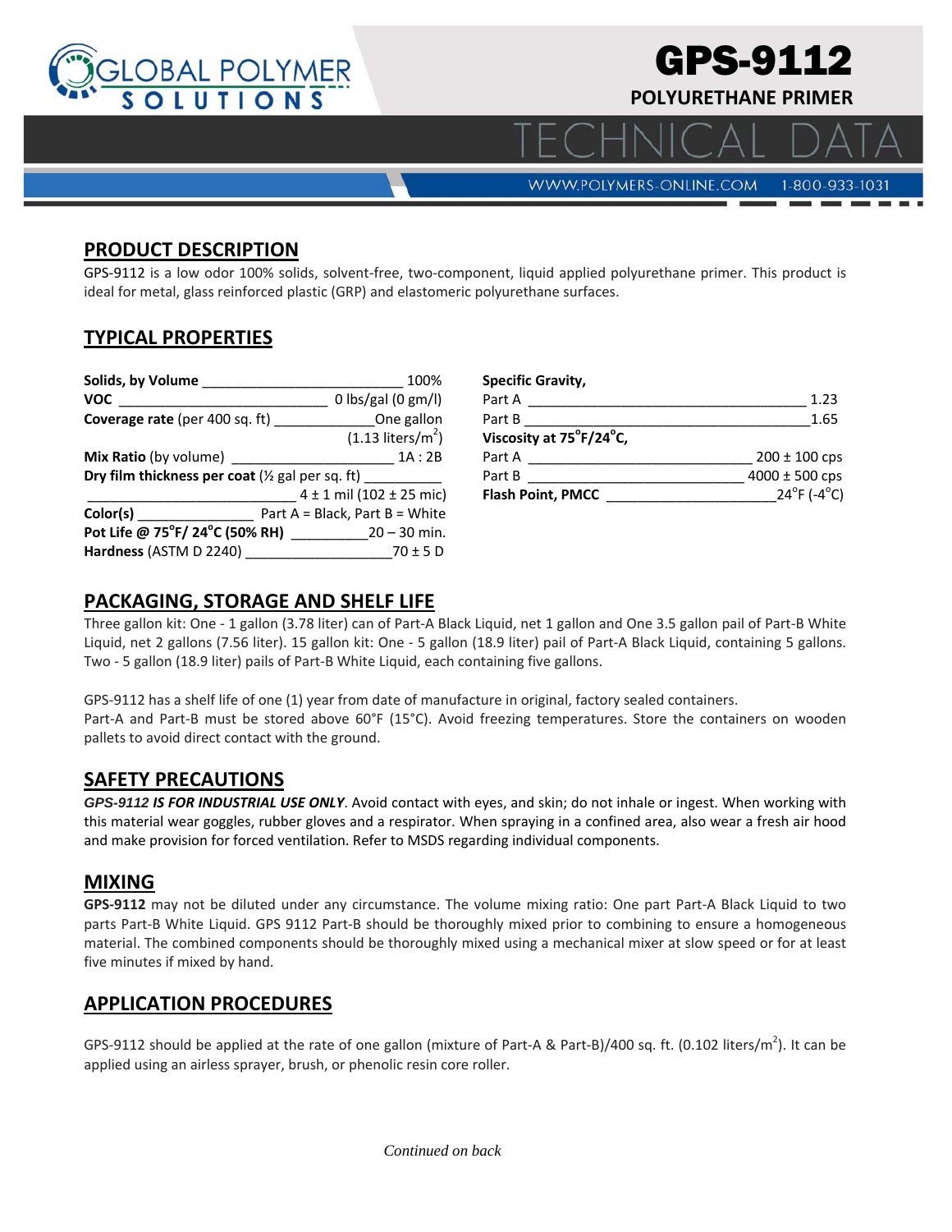# GPS-9112

**POLYURETHANE PRIMER**

TECHNICAL DATA

WWW.POLYMERS-ONLINE.COM 1-800-933-1031

## PRODUCT DESCRIPTION

GPS-9112 is a low odor 100% solids, solvent-free, two-component, liquid applied polyurethane primer. This product is ideal for metal, glass reinforced plastic (GRP) and elastomeric polyurethane surfaces.

## TYPICAL PROPERTIES

| Property | Value |
|---|---|
| **Solids, by Volume** | 100% |
| **VOC** | 0 lbs/gal (0 gm/l) |
| **Coverage rate** (per 400 sq. ft) | One gallon (1.13 liters/$m^2$) |
| **Mix Ratio** (by volume) | 1A : 2B |
| **Dry film thickness per coat** (½ gal per sq. ft) | 4 ± 1 mil (102 ± 25 mic) |
| **Color(s)** | Part A = Black, Part B = White |
| **Pot Life @ 75°F/ 24°C (50% RH)** | 20 – 30 min. |
| **Hardness** (ASTM D 2240) | 70 ± 5 D |
| **Specific Gravity,** | |
| Part A | 1.23 |
| Part B | 1.65 |
| **Viscosity at 75°F/24°C,** | |
| Part A | 200 ± 100 cps |
| Part B | 4000 ± 500 cps |
| **Flash Point, PMCC** | 24°F (-4°C) |

## PACKAGING, STORAGE AND SHELF LIFE

Three gallon kit: One - 1 gallon (3.78 liter) can of Part-A Black Liquid, net 1 gallon and One 3.5 gallon pail of Part-B White Liquid, net 2 gallons (7.56 liter). 15 gallon kit: One - 5 gallon (18.9 liter) pail of Part-A Black Liquid, containing 5 gallons. Two - 5 gallon (18.9 liter) pails of Part-B White Liquid, each containing five gallons.

GPS-9112 has a shelf life of one (1) year from date of manufacture in original, factory sealed containers.
Part-A and Part-B must be stored above 60°F (15°C). Avoid freezing temperatures. Store the containers on wooden pallets to avoid direct contact with the ground.

## SAFETY PRECAUTIONS

***GPS-9112 IS FOR INDUSTRIAL USE ONLY***. Avoid contact with eyes, and skin; do not inhale or ingest. When working with this material wear goggles, rubber gloves and a respirator. When spraying in a confined area, also wear a fresh air hood and make provision for forced ventilation. Refer to MSDS regarding individual components.

## MIXING

**GPS-9112** may not be diluted under any circumstance. The volume mixing ratio: One part Part-A Black Liquid to two parts Part-B White Liquid. GPS 9112 Part-B should be thoroughly mixed prior to combining to ensure a homogeneous material. The combined components should be thoroughly mixed using a mechanical mixer at slow speed or for at least five minutes if mixed by hand.

## APPLICATION PROCEDURES

GPS-9112 should be applied at the rate of one gallon (mixture of Part-A & Part-B)/400 sq. ft. (0.102 liters/$m^2$). It can be applied using an airless sprayer, brush, or phenolic resin core roller.

*Continued on back*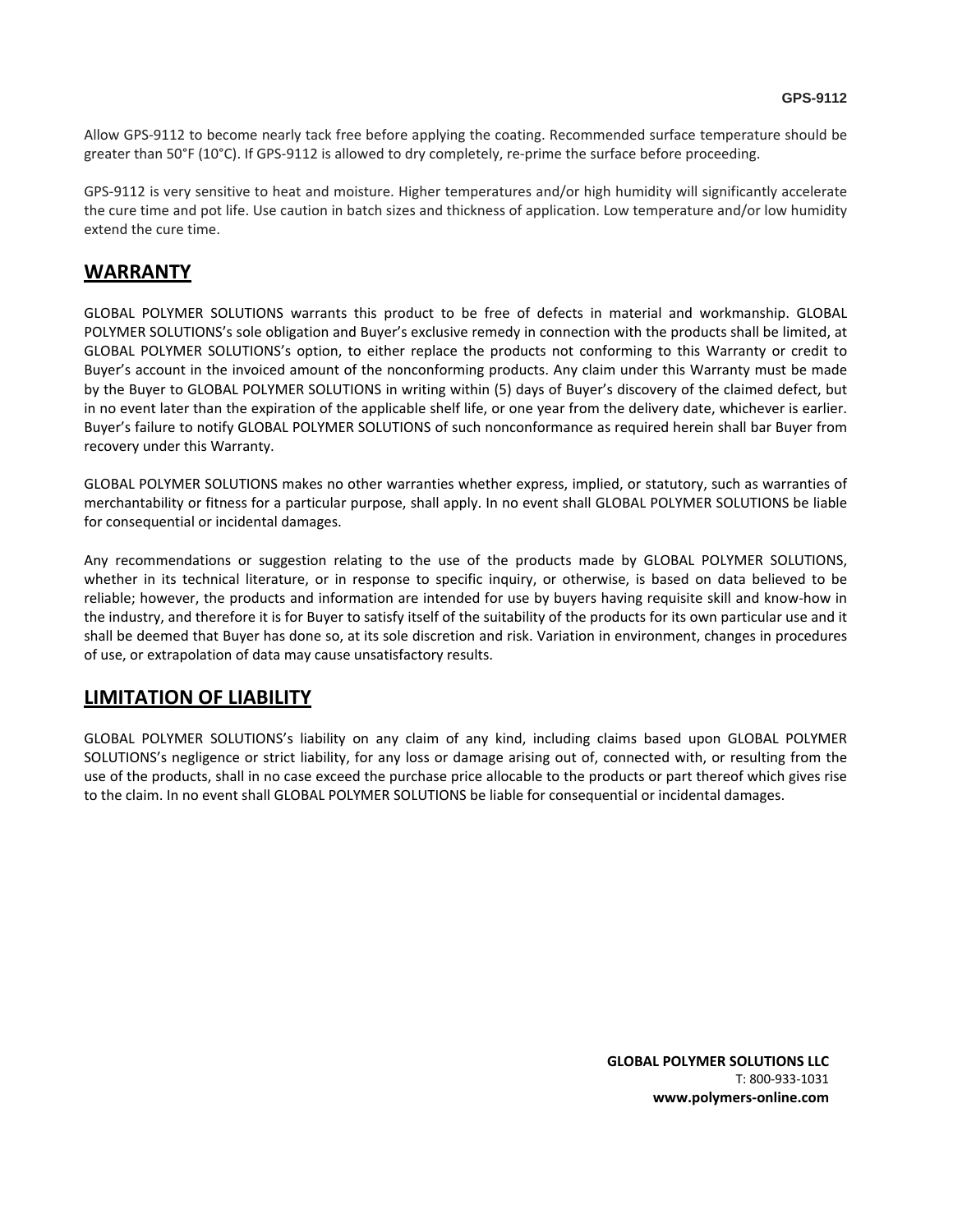Allow GPS-9112 to become nearly tack free before applying the coating. Recommended surface temperature should be greater than 50°F (10°C). If GPS-9112 is allowed to dry completely, re-prime the surface before proceeding.

GPS-9112 is very sensitive to heat and moisture. Higher temperatures and/or high humidity will significantly accelerate the cure time and pot life. Use caution in batch sizes and thickness of application. Low temperature and/or low humidity extend the cure time.

## WARRANTY

GLOBAL POLYMER SOLUTIONS warrants this product to be free of defects in material and workmanship. GLOBAL POLYMER SOLUTIONS's sole obligation and Buyer's exclusive remedy in connection with the products shall be limited, at GLOBAL POLYMER SOLUTIONS's option, to either replace the products not conforming to this Warranty or credit to Buyer's account in the invoiced amount of the nonconforming products. Any claim under this Warranty must be made by the Buyer to GLOBAL POLYMER SOLUTIONS in writing within (5) days of Buyer's discovery of the claimed defect, but in no event later than the expiration of the applicable shelf life, or one year from the delivery date, whichever is earlier. Buyer's failure to notify GLOBAL POLYMER SOLUTIONS of such nonconformance as required herein shall bar Buyer from recovery under this Warranty.

GLOBAL POLYMER SOLUTIONS makes no other warranties whether express, implied, or statutory, such as warranties of merchantability or fitness for a particular purpose, shall apply. In no event shall GLOBAL POLYMER SOLUTIONS be liable for consequential or incidental damages.

Any recommendations or suggestion relating to the use of the products made by GLOBAL POLYMER SOLUTIONS, whether in its technical literature, or in response to specific inquiry, or otherwise, is based on data believed to be reliable; however, the products and information are intended for use by buyers having requisite skill and know-how in the industry, and therefore it is for Buyer to satisfy itself of the suitability of the products for its own particular use and it shall be deemed that Buyer has done so, at its sole discretion and risk. Variation in environment, changes in procedures of use, or extrapolation of data may cause unsatisfactory results.

## LIMITATION OF LIABILITY

GLOBAL POLYMER SOLUTIONS's liability on any claim of any kind, including claims based upon GLOBAL POLYMER SOLUTIONS's negligence or strict liability, for any loss or damage arising out of, connected with, or resulting from the use of the products, shall in no case exceed the purchase price allocable to the products or part thereof which gives rise to the claim. In no event shall GLOBAL POLYMER SOLUTIONS be liable for consequential or incidental damages.

**GLOBAL POLYMER SOLUTIONS LLC**
T: 800-933-1031
**www.polymers-online.com**